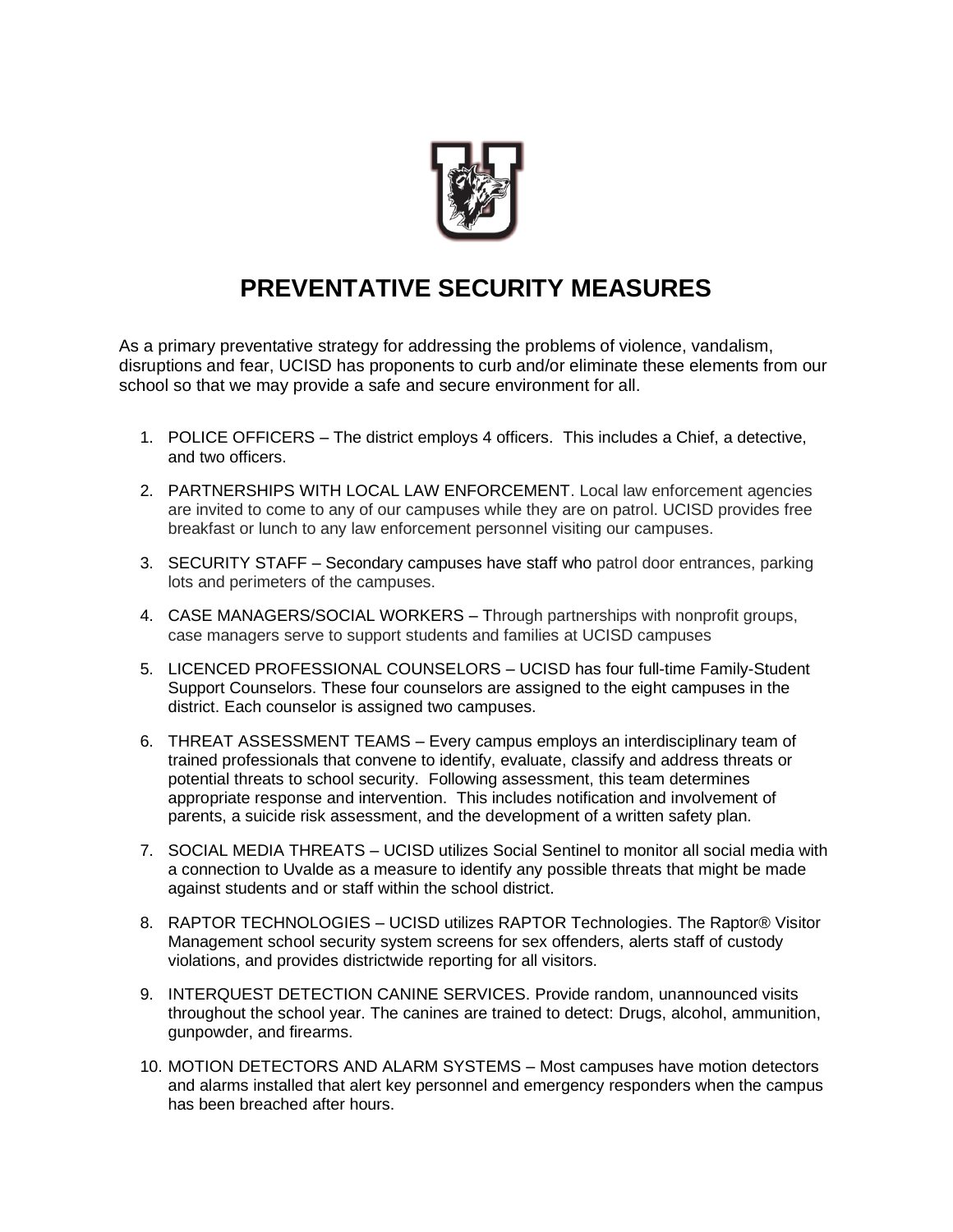# PREVENTATIVE SECURITY MEASURES

As a primary preventative strategy for addressing the problems of violence, vandalism, disruptions and fear, UCISD has proponents to curb and/or eliminate these elements from our school so that we may provide a safe and secure environment for all.

1. POLICE OFFICERS – The district employs 4 officers. This includes a Chief, a detective, and two officers.
2. PARTNERSHIPS WITH LOCAL LAW ENFORCEMENT. Local law enforcement agencies are invited to come to any of our campuses while they are on patrol. UCISD provides free breakfast or lunch to any law enforcement personnel visiting our campuses.
3. SECURITY STAFF – Secondary campuses have staff who patrol door entrances, parking lots and perimeters of the campuses.
4. CASE MANAGERS/SOCIAL WORKERS – Through partnerships with nonprofit groups, case managers serve to support students and families at UCISD campuses
5. LICENCED PROFESSIONAL COUNSELORS – UCISD has four full-time Family-Student Support Counselors. These four counselors are assigned to the eight campuses in the district. Each counselor is assigned two campuses.
6. THREAT ASSESSMENT TEAMS – Every campus employs an interdisciplinary team of trained professionals that convene to identify, evaluate, classify and address threats or potential threats to school security. Following assessment, this team determines appropriate response and intervention. This includes notification and involvement of parents, a suicide risk assessment, and the development of a written safety plan.
7. SOCIAL MEDIA THREATS – UCISD utilizes Social Sentinel to monitor all social media with a connection to Uvalde as a measure to identify any possible threats that might be made against students and or staff within the school district.
8. RAPTOR TECHNOLOGIES – UCISD utilizes RAPTOR Technologies. The Raptor® Visitor Management school security system screens for sex offenders, alerts staff of custody violations, and provides districtwide reporting for all visitors.
9. INTERQUEST DETECTION CANINE SERVICES. Provide random, unannounced visits throughout the school year. The canines are trained to detect: Drugs, alcohol, ammunition, gunpowder, and firearms.
10. MOTION DETECTORS AND ALARM SYSTEMS – Most campuses have motion detectors and alarms installed that alert key personnel and emergency responders when the campus has been breached after hours.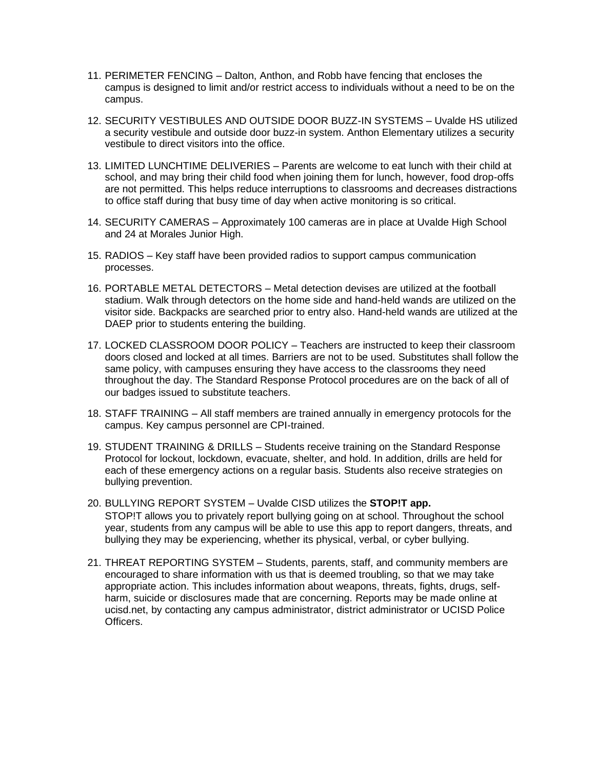11. PERIMETER FENCING – Dalton, Anthon, and Robb have fencing that encloses the campus is designed to limit and/or restrict access to individuals without a need to be on the campus.

12. SECURITY VESTIBULES AND OUTSIDE DOOR BUZZ-IN SYSTEMS – Uvalde HS utilized a security vestibule and outside door buzz-in system. Anthon Elementary utilizes a security vestibule to direct visitors into the office.

13. LIMITED LUNCHTIME DELIVERIES – Parents are welcome to eat lunch with their child at school, and may bring their child food when joining them for lunch, however, food drop-offs are not permitted. This helps reduce interruptions to classrooms and decreases distractions to office staff during that busy time of day when active monitoring is so critical.

14. SECURITY CAMERAS – Approximately 100 cameras are in place at Uvalde High School and 24 at Morales Junior High.

15. RADIOS – Key staff have been provided radios to support campus communication processes.

16. PORTABLE METAL DETECTORS – Metal detection devises are utilized at the football stadium. Walk through detectors on the home side and hand-held wands are utilized on the visitor side. Backpacks are searched prior to entry also. Hand-held wands are utilized at the DAEP prior to students entering the building.

17. LOCKED CLASSROOM DOOR POLICY – Teachers are instructed to keep their classroom doors closed and locked at all times. Barriers are not to be used. Substitutes shall follow the same policy, with campuses ensuring they have access to the classrooms they need throughout the day. The Standard Response Protocol procedures are on the back of all of our badges issued to substitute teachers.

18. STAFF TRAINING – All staff members are trained annually in emergency protocols for the campus. Key campus personnel are CPI-trained.

19. STUDENT TRAINING & DRILLS – Students receive training on the Standard Response Protocol for lockout, lockdown, evacuate, shelter, and hold. In addition, drills are held for each of these emergency actions on a regular basis. Students also receive strategies on bullying prevention.

20. BULLYING REPORT SYSTEM – Uvalde CISD utilizes the **STOP!T app.**
    STOP!T allows you to privately report bullying going on at school. Throughout the school year, students from any campus will be able to use this app to report dangers, threats, and bullying they may be experiencing, whether its physical, verbal, or cyber bullying.

21. THREAT REPORTING SYSTEM – Students, parents, staff, and community members are encouraged to share information with us that is deemed troubling, so that we may take appropriate action. This includes information about weapons, threats, fights, drugs, self-harm, suicide or disclosures made that are concerning. Reports may be made online at ucisd.net, by contacting any campus administrator, district administrator or UCISD Police Officers.